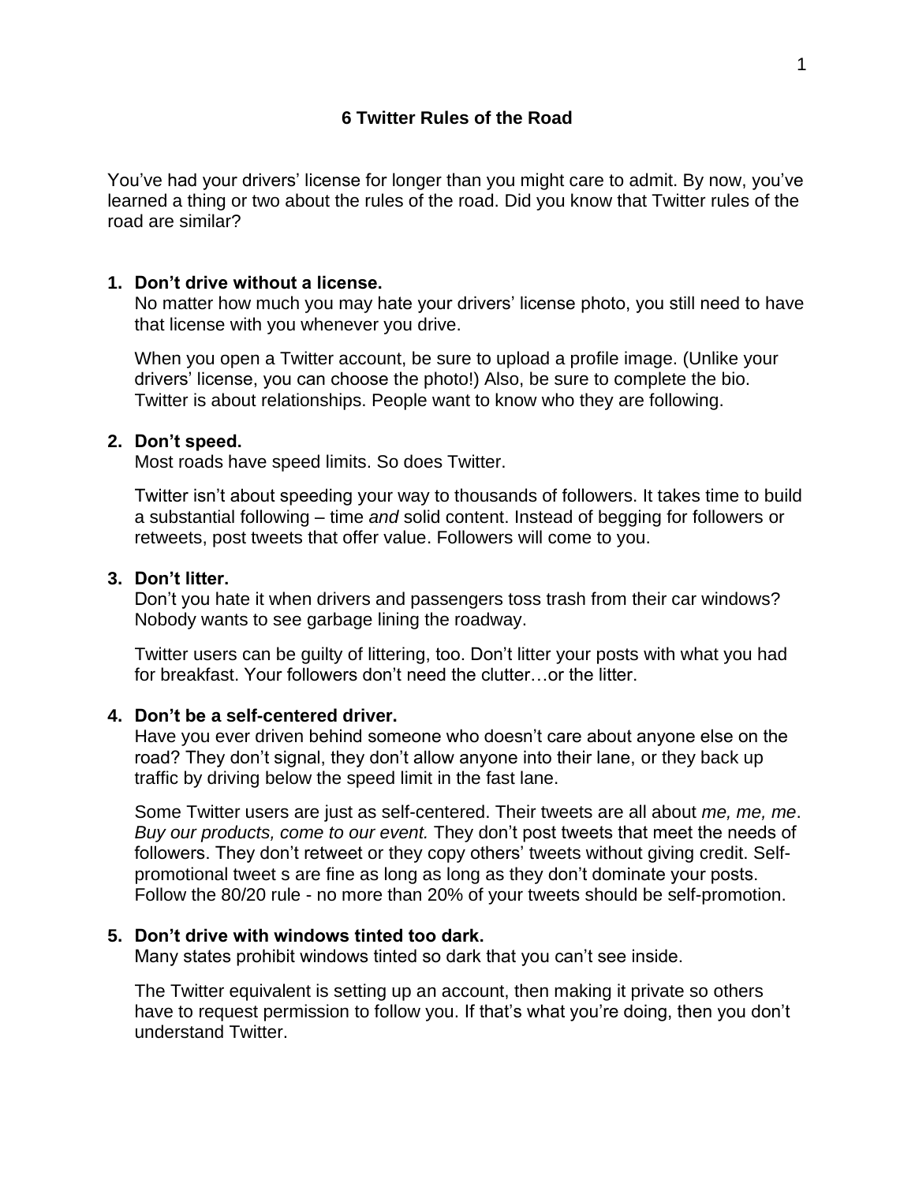# 6 Twitter Rules of the Road

You've had your drivers' license for longer than you might care to admit. By now, you've learned a thing or two about the rules of the road. Did you know that Twitter rules of the road are similar?

1. **Don't drive without a license.**
   No matter how much you may hate your drivers' license photo, you still need to have that license with you whenever you drive.

   When you open a Twitter account, be sure to upload a profile image. (Unlike your drivers' license, you can choose the photo!) Also, be sure to complete the bio. Twitter is about relationships. People want to know who they are following.

2. **Don't speed.**
   Most roads have speed limits. So does Twitter.

   Twitter isn't about speeding your way to thousands of followers. It takes time to build a substantial following – time *and* solid content. Instead of begging for followers or retweets, post tweets that offer value. Followers will come to you.

3. **Don't litter.**
   Don't you hate it when drivers and passengers toss trash from their car windows? Nobody wants to see garbage lining the roadway.

   Twitter users can be guilty of littering, too. Don't litter your posts with what you had for breakfast. Your followers don't need the clutter…or the litter.

4. **Don't be a self-centered driver.**
   Have you ever driven behind someone who doesn't care about anyone else on the road? They don't signal, they don't allow anyone into their lane, or they back up traffic by driving below the speed limit in the fast lane.

   Some Twitter users are just as self-centered. Their tweets are all about *me, me, me*. *Buy our products, come to our event.* They don't post tweets that meet the needs of followers. They don't retweet or they copy others' tweets without giving credit. Self-promotional tweet s are fine as long as long as they don't dominate your posts. Follow the 80/20 rule - no more than 20% of your tweets should be self-promotion.

5. **Don't drive with windows tinted too dark.**
   Many states prohibit windows tinted so dark that you can't see inside.

   The Twitter equivalent is setting up an account, then making it private so others have to request permission to follow you. If that's what you're doing, then you don't understand Twitter.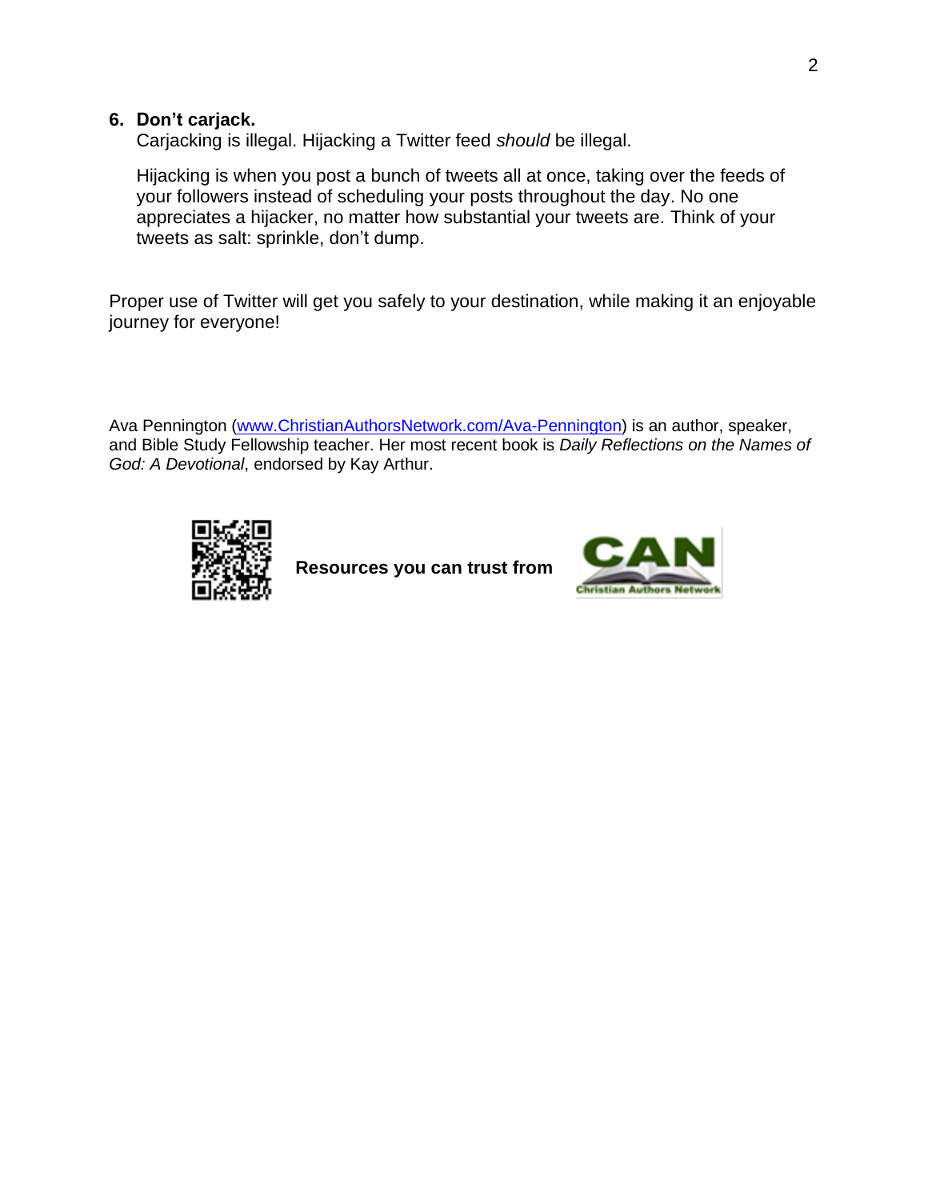6. **Don't carjack.**

   Carjacking is illegal. Hijacking a Twitter feed *should* be illegal.

   Hijacking is when you post a bunch of tweets all at once, taking over the feeds of your followers instead of scheduling your posts throughout the day. No one appreciates a hijacker, no matter how substantial your tweets are. Think of your tweets as salt: sprinkle, don't dump.

Proper use of Twitter will get you safely to your destination, while making it an enjoyable journey for everyone!

Ava Pennington (www.ChristianAuthorsNetwork.com/Ava-Pennington) is an author, speaker, and Bible Study Fellowship teacher. Her most recent book is *Daily Reflections on the Names of God: A Devotional*, endorsed by Kay Arthur.

**Resources you can trust from**

CAN Christian Authors Network